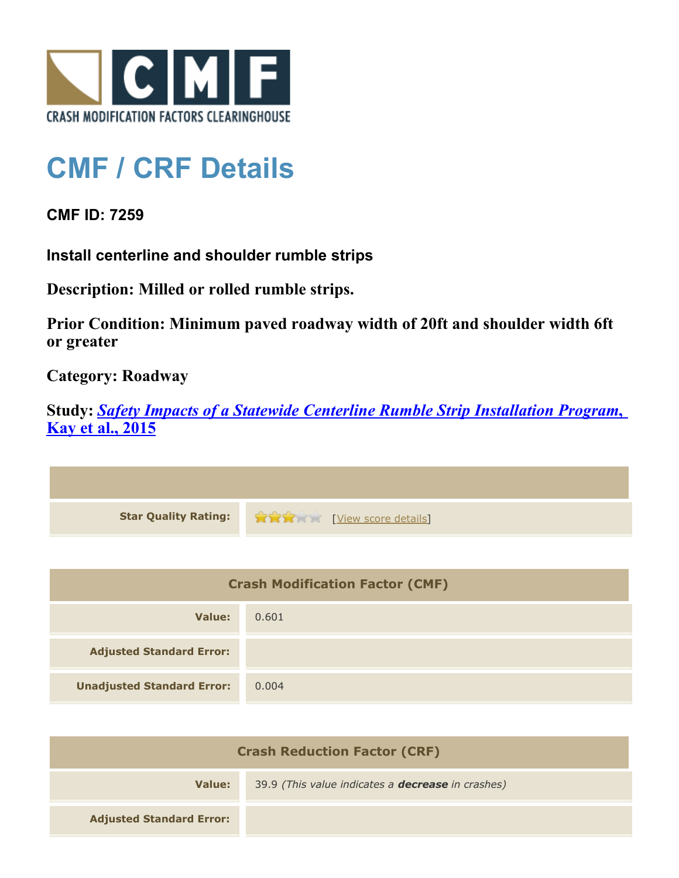CRASH MODIFICATION FACTORS CLEARINGHOUSE

# CMF / CRF Details

**CMF ID: 7259**

**Install centerline and shoulder rumble strips**

**Description: Milled or rolled rumble strips.**

**Prior Condition: Minimum paved roadway width of 20ft and shoulder width 6ft or greater**

**Category: Roadway**

**Study: *Safety Impacts of a Statewide Centerline Rumble Strip Installation Program, Kay et al., 2015***

| | |
|---|---|
| **Star Quality Rating:** | 3 of 5 stars [View score details] |

| Crash Modification Factor (CMF) | |
|---|---|
| **Value:** | 0.601 |
| **Adjusted Standard Error:** | |
| **Unadjusted Standard Error:** | 0.004 |

| Crash Reduction Factor (CRF) | |
|---|---|
| **Value:** | 39.9 *(This value indicates a **decrease** in crashes)* |
| **Adjusted Standard Error:** | |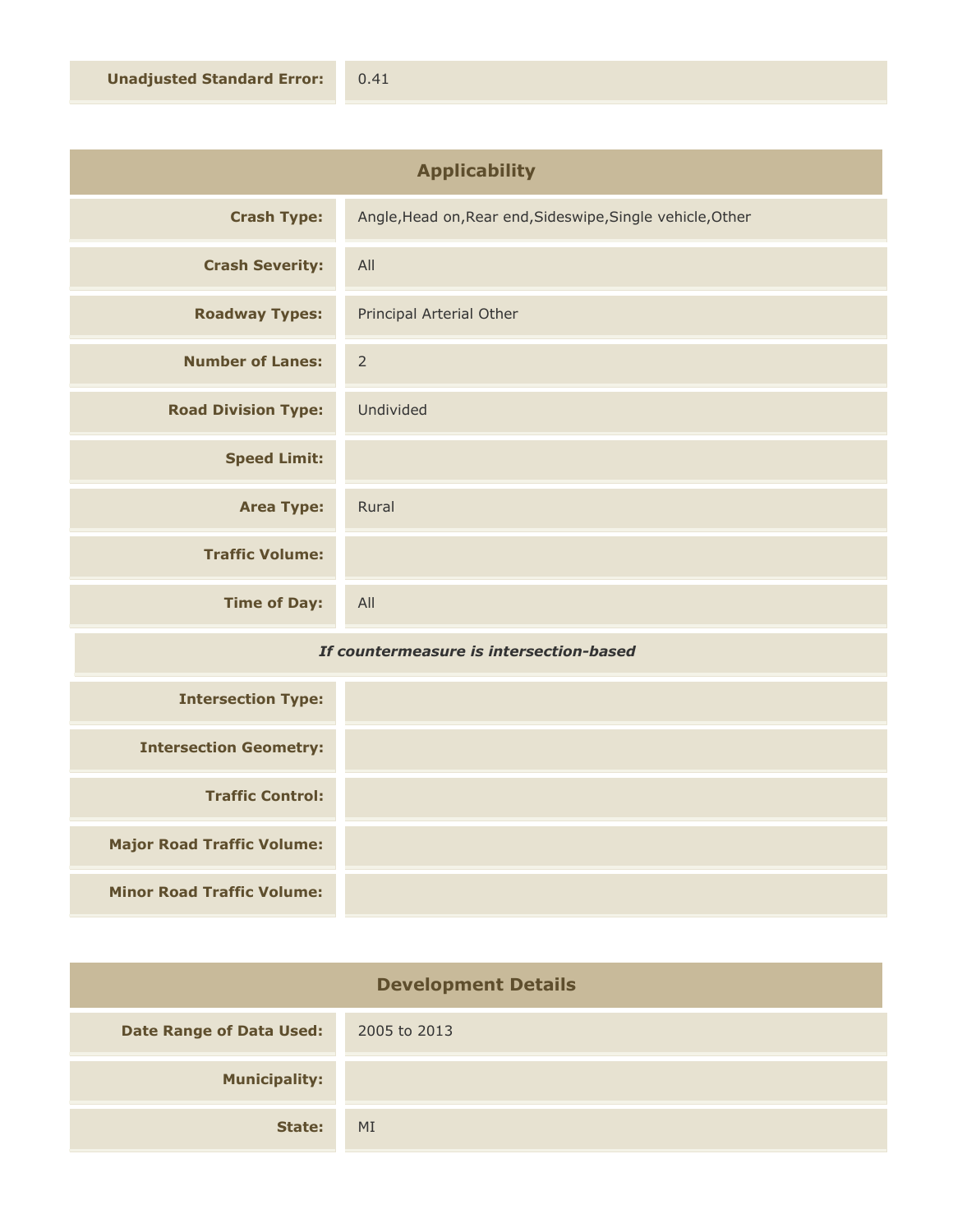| | |
|---|---|
| **Unadjusted Standard Error:** | 0.41 |

## Applicability

| | |
|---|---|
| **Crash Type:** | Angle,Head on,Rear end,Sideswipe,Single vehicle,Other |
| **Crash Severity:** | All |
| **Roadway Types:** | Principal Arterial Other |
| **Number of Lanes:** | 2 |
| **Road Division Type:** | Undivided |
| **Speed Limit:** | |
| **Area Type:** | Rural |
| **Traffic Volume:** | |
| **Time of Day:** | All |

***If countermeasure is intersection-based***

| | |
|---|---|
| **Intersection Type:** | |
| **Intersection Geometry:** | |
| **Traffic Control:** | |
| **Major Road Traffic Volume:** | |
| **Minor Road Traffic Volume:** | |

## Development Details

| | |
|---|---|
| **Date Range of Data Used:** | 2005 to 2013 |
| **Municipality:** | |
| **State:** | MI |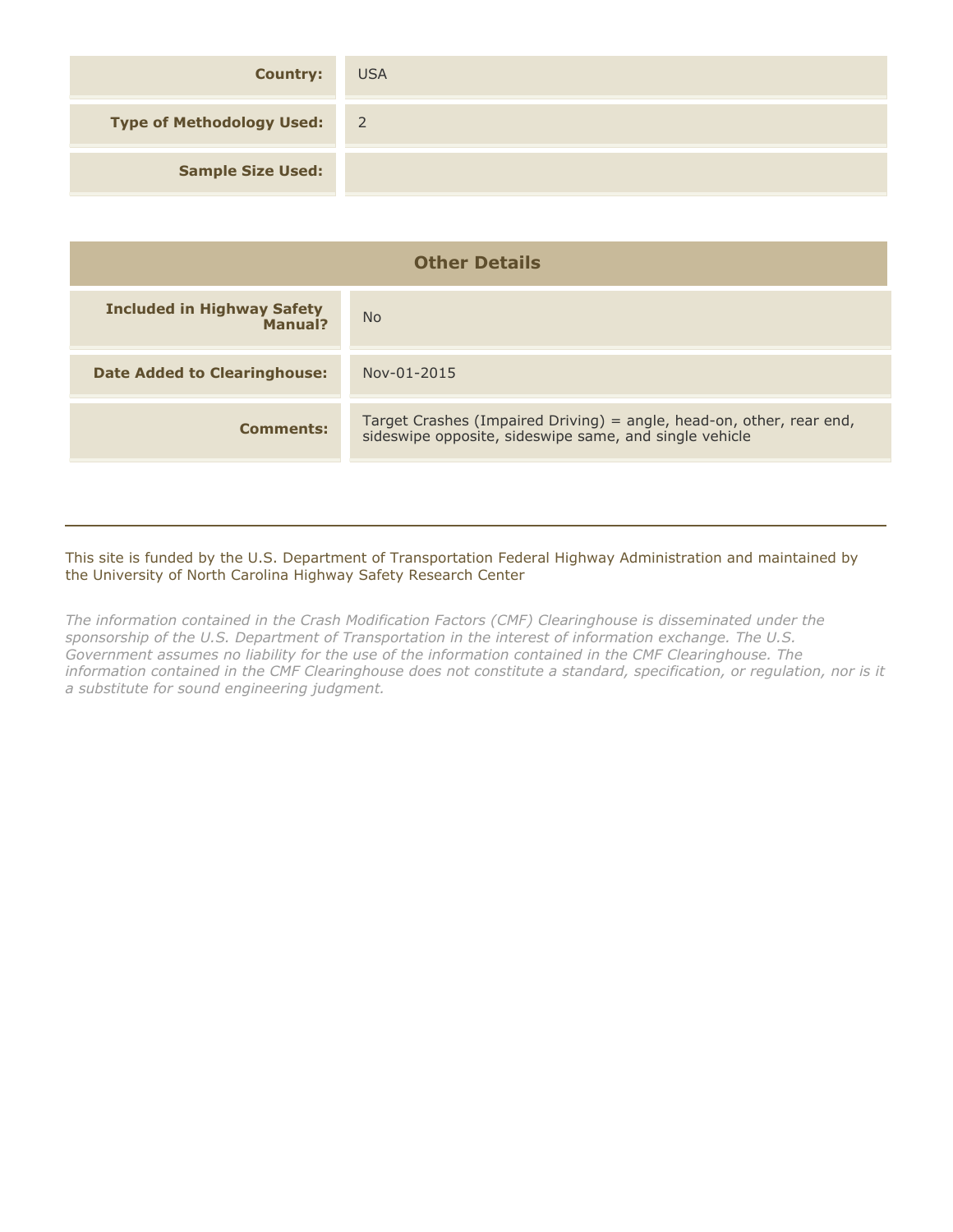| | |
|---|---|
| **Country:** | USA |
| **Type of Methodology Used:** | 2 |
| **Sample Size Used:** | |

## Other Details

| | |
|---|---|
| **Included in Highway Safety Manual?** | No |
| **Date Added to Clearinghouse:** | Nov-01-2015 |
| **Comments:** | Target Crashes (Impaired Driving) = angle, head-on, other, rear end, sideswipe opposite, sideswipe same, and single vehicle |

---

This site is funded by the U.S. Department of Transportation Federal Highway Administration and maintained by the University of North Carolina Highway Safety Research Center

*The information contained in the Crash Modification Factors (CMF) Clearinghouse is disseminated under the sponsorship of the U.S. Department of Transportation in the interest of information exchange. The U.S. Government assumes no liability for the use of the information contained in the CMF Clearinghouse. The information contained in the CMF Clearinghouse does not constitute a standard, specification, or regulation, nor is it a substitute for sound engineering judgment.*